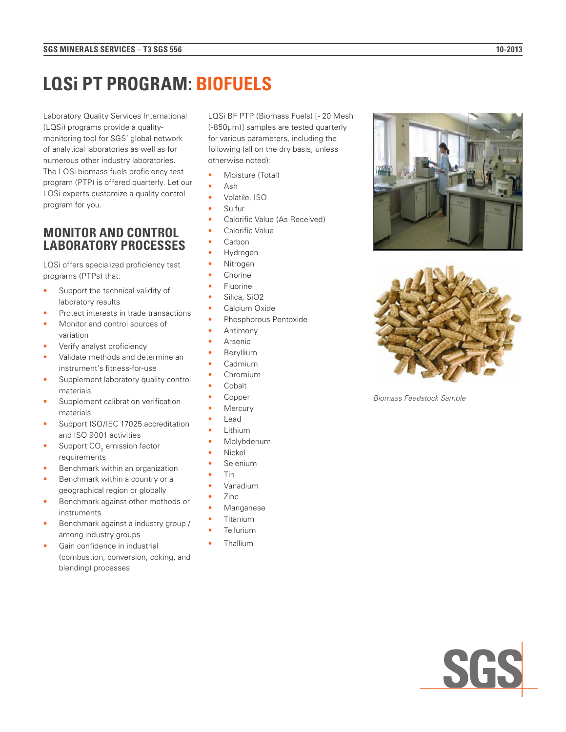# LQSi PT PROGRAM: BIOFUELS

Laboratory Quality Services International (LQSi) programs provide a quality-monitoring tool for SGS' global network of analytical laboratories as well as for numerous other industry laboratories. The LQSi biomass fuels proficiency test program (PTP) is offered quarterly. Let our LQSi experts customize a quality control program for you.

## MONITOR AND CONTROL LABORATORY PROCESSES

LQSi offers specialized proficiency test programs (PTPs) that:

- Support the technical validity of laboratory results
- Protect interests in trade transactions
- Monitor and control sources of variation
- Verify analyst proficiency
- Validate methods and determine an instrument's fitness-for-use
- Supplement laboratory quality control materials
- Supplement calibration verification materials
- Support ISO/IEC 17025 accreditation and ISO 9001 activities
- Support $CO_2$ emission factor requirements
- Benchmark within an organization
- Benchmark within a country or a geographical region or globally
- Benchmark against other methods or instruments
- Benchmark against a industry group / among industry groups
- Gain confidence in industrial (combustion, conversion, coking, and blending) processes

LQSi BF PTP (Biomass Fuels) [- 20 Mesh (-850µm)] samples are tested quarterly for various parameters, including the following (all on the dry basis, unless otherwise noted):

- Moisture (Total)
- Ash
- Volatile, ISO
- Sulfur
- Calorific Value (As Received)
- Calorific Value
- Carbon
- Hydrogen
- Nitrogen
- Chorine
- Fluorine
- Silica, SiO2
- Calcium Oxide
- Phosphorous Pentoxide
- Antimony
- Arsenic
- Beryllium
- Cadmium
- Chromium
- Cobalt
- Copper
- Mercury
- Lead
- Lithium
- Molybdenum
- Nickel
- Selenium
- Tin
- Vanadium
- Zinc
- Manganese
- Titanium
- Tellurium
- Thallium

*Biomass Feedstock Sample*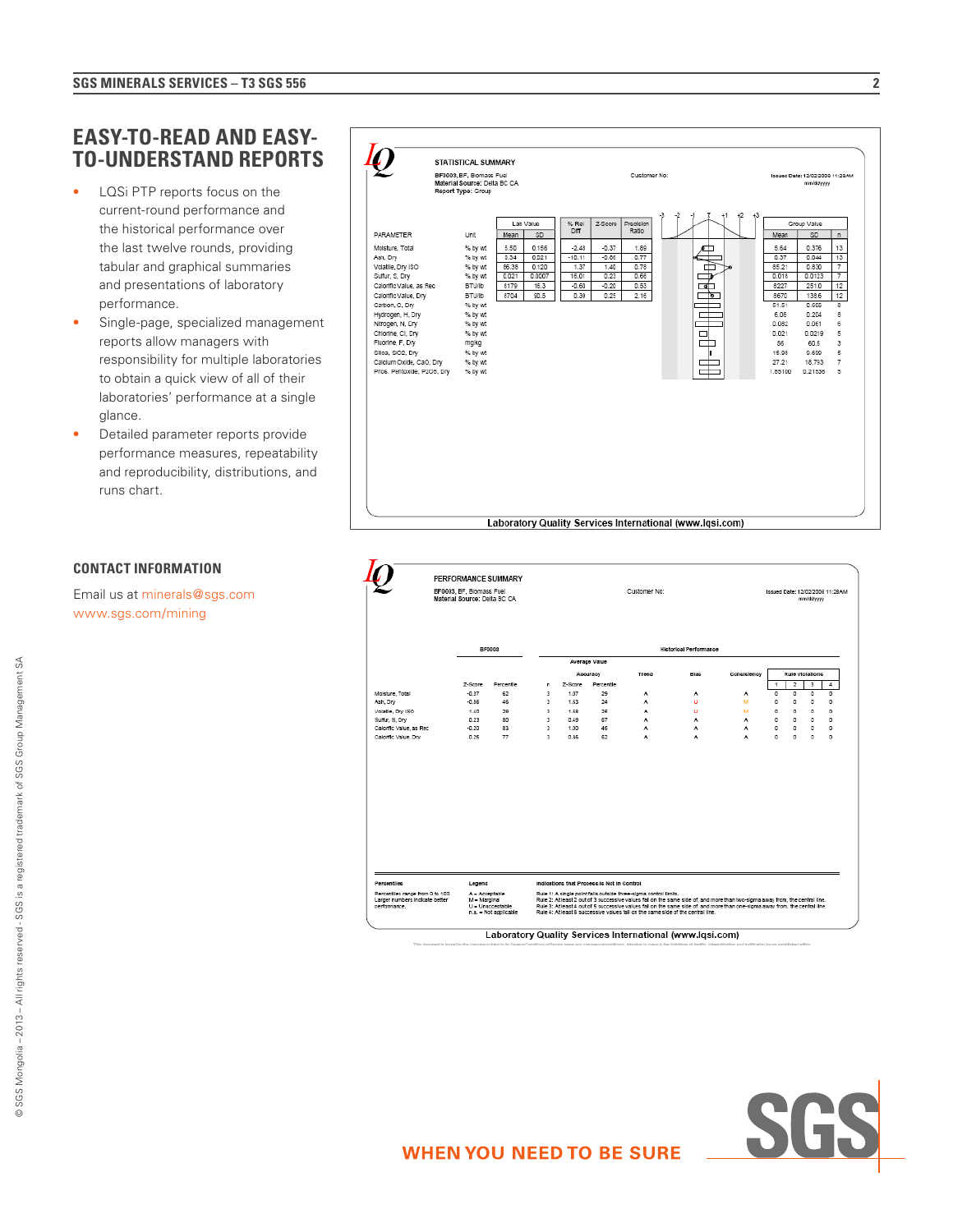# EASY-TO-READ AND EASY-TO-UNDERSTAND REPORTS

- LQSi PTP reports focus on the current-round performance and the historical performance over the last twelve rounds, providing tabular and graphical summaries and presentations of laboratory performance.
- Single-page, specialized management reports allow managers with responsibility for multiple laboratories to obtain a quick view of all of their laboratories' performance at a single glance.
- Detailed parameter reports provide performance measures, repeatability and reproducibility, distributions, and runs chart.

## CONTACT INFORMATION

Email us at minerals@sgs.com
www.sgs.com/mining

STATISTICAL SUMMARY

BF0003, BF, Biomass Fuel
Material Source: Delta BC CA
Report Type: Group

Customer No:

Issued Date: 12/02/2009 11:28AM mm/dd/yyyy

| PARAMETER | Unit | Lab Value Mean | Lab Value SD | % Rel Diff | Z-Score | Precision Ratio | Group Value Mean | Group Value SD | n |
|---|---|---|---|---|---|---|---|---|---|
| Moisture, Total | % by wt | 5.50 | 0.156 | -2.48 | -0.37 | 1.89 | 5.64 | 0.376 | 13 |
| Ash, Dry | % by wt | 0.34 | 0.021 | -10.11 | -0.86 | 0.77 | 0.37 | 0.044 | 13 |
| Volatile, Dry ISO | % by wt | 86.38 | 0.120 | 1.37 | 1.40 | 0.78 | 85.21 | 0.830 | 7 |
| Sulfur, S, Dry | % by wt | 0.021 | 0.0007 | 16.01 | 0.23 | 0.66 | 0.018 | 0.0123 | 7 |
| Calorific Value, as Rec | BTU/lb | 8179 | 15.3 | -0.60 | -0.20 | 0.53 | 8227 | 251.0 | 12 |
| Calorific Value, Dry | BTU/lb | 8704 | 93.5 | 0.39 | 0.25 | 2.16 | 8670 | 138.6 | 12 |
| Carbon, C, Dry | % by wt | | | | | | 51.51 | 0.668 | 8 |
| Hydrogen, H, Dry | % by wt | | | | | | 6.06 | 0.204 | 8 |
| Nitrogen, N, Dry | % by wt | | | | | | 0.082 | 0.061 | 6 |
| Chlorine, Cl, Dry | % by wt | | | | | | 0.021 | 0.0219 | 5 |
| Fluorine, F, Dry | mg/kg | | | | | | 56 | 60.5 | 3 |
| Silica, SiO2, Dry | % by wt | | | | | | 15.98 | 0.690 | 5 |
| Calcium Oxide, CaO, Dry | % by wt | | | | | | 27.21 | 18.793 | 7 |
| Phos. Pentoxide, P2O5, Dry | % by wt | | | | | | 1.88100 | 0.21536 | 5 |

-3 -2 -1 0 +1 +2 +3

Laboratory Quality Services International (www.lqsi.com)

PERFORMANCE SUMMARY

BF0003, BF, Biomass Fuel
Material Source: Delta BC CA

Customer No:

Issued Date: 12/02/2009 11:28AM mm/dd/yyyy

| | BF0003 | | Historical Performance | | | | | | | | | |
|---|---|---|---|---|---|---|---|---|---|---|---|---|
| | | | Average Value Accuracy | | | | | | Rule Violations | | | |
| | Z-Score | Percentile | n | Z-Score | Percentile | Trend | Bias | Consistency | 1 | 2 | 3 | 4 |
| Moisture, Total | -0.37 | 62 | 3 | 1.07 | 29 | A | A | A | 0 | 0 | 0 | 0 |
| Ash, Dry | -0.86 | 46 | 3 | 1.53 | 24 | A | U | M | 0 | 0 | 0 | 0 |
| Volatile, Dry ISO | 1.40 | 39 | 3 | 1.48 | 25 | A | U | M | 0 | 0 | 0 | 0 |
| Sulfur, S, Dry | 0.23 | 80 | 3 | 0.49 | 67 | A | A | A | 0 | 0 | 0 | 0 |
| Calorific Value, as Rec | -0.20 | 83 | 3 | 1.00 | 45 | A | A | A | 0 | 0 | 0 | 0 |
| Calorific Value, Dry | 0.25 | 77 | 3 | 0.86 | 62 | A | A | A | 0 | 0 | 0 | 0 |

**Percentiles**
Percentiles range from 0 to 100. Larger numbers indicate better performance.

**Legend**
A = Acceptable
M = Marginal
U = Unacceptable
n.a. = Not applicable

**Indications that Process is Not in Control**
Rule 1: A single point falls outside three-sigma control limits.
Rule 2: At least 2 out of 3 successive values fall on the same side of, and more than two-sigma away from, the central line.
Rule 3: At least 4 out of 5 successive values fall on the same side of, and more than one-sigma away from, the central line.
Rule 4: At least 8 successive values fall on the same side of the central line.

Laboratory Quality Services International (www.lqsi.com)

© SGS Mongolia – 2013 – All rights reserved - SGS is a registered trademark of SGS Group Management SA

WHEN YOU NEED TO BE SURE

SGS